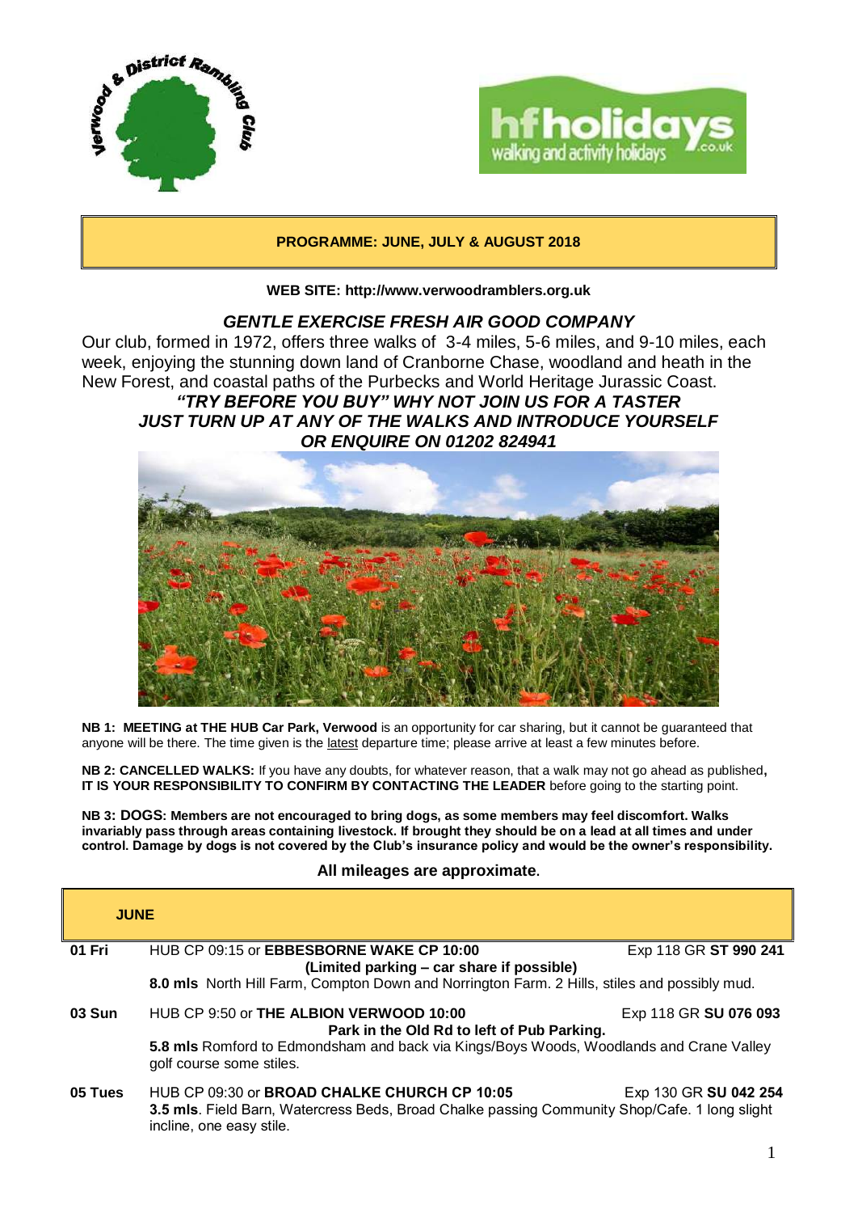**PROGRAMME: JUNE, JULY & AUGUST 2018**

**WEB SITE: http://www.verwoodramblers.org.uk**

***GENTLE EXERCISE FRESH AIR GOOD COMPANY***

Our club, formed in 1972, offers three walks of 3-4 miles, 5-6 miles, and 9-10 miles, each week, enjoying the stunning down land of Cranborne Chase, woodland and heath in the New Forest, and coastal paths of the Purbecks and World Heritage Jurassic Coast.

***"TRY BEFORE YOU BUY" WHY NOT JOIN US FOR A TASTER***
***JUST TURN UP AT ANY OF THE WALKS AND INTRODUCE YOURSELF***
***OR ENQUIRE ON 01202 824941***

**NB 1: MEETING at THE HUB Car Park, Verwood** is an opportunity for car sharing, but it cannot be guaranteed that anyone will be there. The time given is the latest departure time; please arrive at least a few minutes before.

**NB 2: CANCELLED WALKS:** If you have any doubts, for whatever reason, that a walk may not go ahead as published**, IT IS YOUR RESPONSIBILITY TO CONFIRM BY CONTACTING THE LEADER** before going to the starting point.

**NB 3: DOGS: Members are not encouraged to bring dogs, as some members may feel discomfort. Walks invariably pass through areas containing livestock. If brought they should be on a lead at all times and under control. Damage by dogs is not covered by the Club's insurance policy and would be the owner's responsibility.**

**All mileages are approximate.**

## JUNE

**01 Fri** HUB CP 09:15 or **EBBESBORNE WAKE CP 10:00** — Exp 118 GR **ST 990 241**
**(Limited parking – car share if possible)**
**8.0 mls** North Hill Farm, Compton Down and Norrington Farm. 2 Hills, stiles and possibly mud.

**03 Sun** HUB CP 9:50 or **THE ALBION VERWOOD 10:00** — Exp 118 GR **SU 076 093**
**Park in the Old Rd to left of Pub Parking.**
**5.8 mls** Romford to Edmondsham and back via Kings/Boys Woods, Woodlands and Crane Valley golf course some stiles.

**05 Tues** HUB CP 09:30 or **BROAD CHALKE CHURCH CP 10:05** — Exp 130 GR **SU 042 254**
**3.5 mls**. Field Barn, Watercress Beds, Broad Chalke passing Community Shop/Cafe. 1 long slight incline, one easy stile.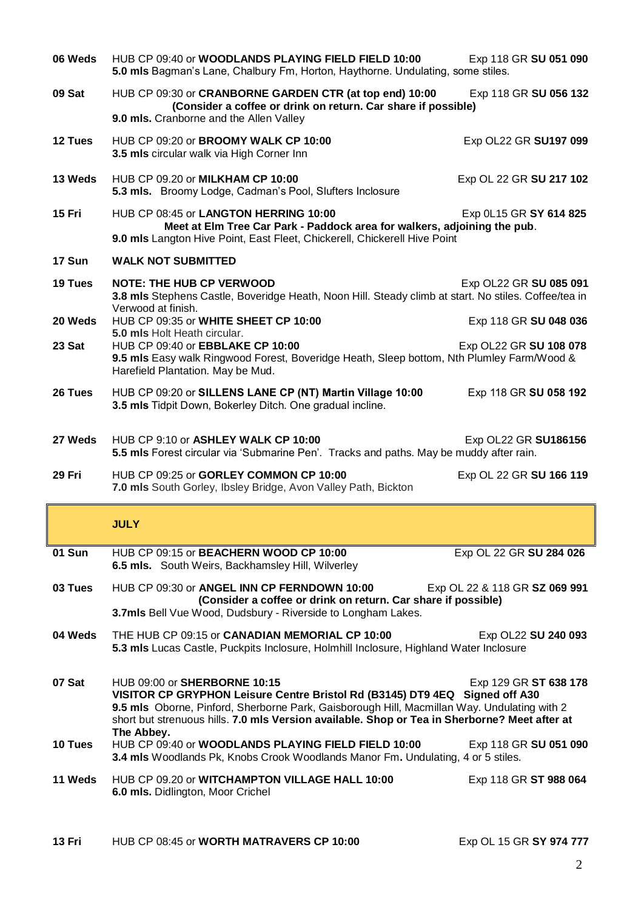**06 Weds** HUB CP 09:40 or **WOODLANDS PLAYING FIELD FIELD 10:00** Exp 118 GR **SU 051 090**
**5.0 mls** Bagman's Lane, Chalbury Fm, Horton, Haythorne. Undulating, some stiles.

**09 Sat** HUB CP 09:30 or **CRANBORNE GARDEN CTR (at top end) 10:00** Exp 118 GR **SU 056 132**
**(Consider a coffee or drink on return. Car share if possible)**
**9.0 mls.** Cranborne and the Allen Valley

**12 Tues** HUB CP 09:20 or **BROOMY WALK CP 10:00** Exp OL22 GR **SU197 099**
**3.5 mls** circular walk via High Corner Inn

**13 Weds** HUB CP 09.20 or **MILKHAM CP 10:00** Exp OL 22 GR **SU 217 102**
**5.3 mls.** Broomy Lodge, Cadman's Pool, Slufters Inclosure

**15 Fri** HUB CP 08:45 or **LANGTON HERRING 10:00** Exp 0L15 GR **SY 614 825**
**Meet at Elm Tree Car Park - Paddock area for walkers, adjoining the pub**.
**9.0 mls** Langton Hive Point, East Fleet, Chickerell, Chickerell Hive Point

**17 Sun** **WALK NOT SUBMITTED**

**19 Tues** **NOTE: THE HUB CP VERWOOD** Exp OL22 GR **SU 085 091**
**3.8 mls** Stephens Castle, Boveridge Heath, Noon Hill. Steady climb at start. No stiles. Coffee/tea in Verwood at finish.

**20 Weds** HUB CP 09:35 or **WHITE SHEET CP 10:00** Exp 118 GR **SU 048 036**
**5.0 mls** Holt Heath circular.

**23 Sat** HUB CP 09:40 or **EBBLAKE CP 10:00** Exp OL22 GR **SU 108 078**
**9.5 mls** Easy walk Ringwood Forest, Boveridge Heath, Sleep bottom, Nth Plumley Farm/Wood & Harefield Plantation. May be Mud.

**26 Tues** HUB CP 09:20 or **SILLENS LANE CP (NT) Martin Village 10:00** Exp 118 GR **SU 058 192**
**3.5 mls** Tidpit Down, Bokerley Ditch. One gradual incline.

**27 Weds** HUB CP 9:10 or **ASHLEY WALK CP 10:00** Exp OL22 GR **SU186156**
**5.5 mls** Forest circular via 'Submarine Pen'. Tracks and paths. May be muddy after rain.

**29 Fri** HUB CP 09:25 or **GORLEY COMMON CP 10:00** Exp OL 22 GR **SU 166 119**
**7.0 mls** South Gorley, Ibsley Bridge, Avon Valley Path, Bickton

## JULY

**01 Sun** HUB CP 09:15 or **BEACHERN WOOD CP 10:00** Exp OL 22 GR **SU 284 026**
**6.5 mls.** South Weirs, Backhamsley Hill, Wilverley

**03 Tues** HUB CP 09:30 or **ANGEL INN CP FERNDOWN 10:00** Exp OL 22 & 118 GR **SZ 069 991**
**(Consider a coffee or drink on return. Car share if possible)**
**3.7mls** Bell Vue Wood, Dudsbury - Riverside to Longham Lakes.

**04 Weds** THE HUB CP 09:15 or **CANADIAN MEMORIAL CP 10:00** Exp OL22 **SU 240 093**
**5.3 mls** Lucas Castle, Puckpits Inclosure, Holmhill Inclosure, Highland Water Inclosure

**07 Sat** HUB 09:00 or **SHERBORNE 10:15** Exp 129 GR **ST 638 178**
**VISITOR CP GRYPHON Leisure Centre Bristol Rd (B3145) DT9 4EQ Signed off A30**
**9.5 mls** Oborne, Pinford, Sherborne Park, Gaisborough Hill, Macmillan Way. Undulating with 2 short but strenuous hills. **7.0 mls Version available. Shop or Tea in Sherborne? Meet after at The Abbey.**

**10 Tues** HUB CP 09:40 or **WOODLANDS PLAYING FIELD FIELD 10:00** Exp 118 GR **SU 051 090**
**3.4 mls** Woodlands Pk, Knobs Crook Woodlands Manor Fm**.** Undulating, 4 or 5 stiles.

**11 Weds** HUB CP 09.20 or **WITCHAMPTON VILLAGE HALL 10:00** Exp 118 GR **ST 988 064**
**6.0 mls.** Didlington, Moor Crichel

**13 Fri** HUB CP 08:45 or **WORTH MATRAVERS CP 10:00** Exp OL 15 GR **SY 974 777**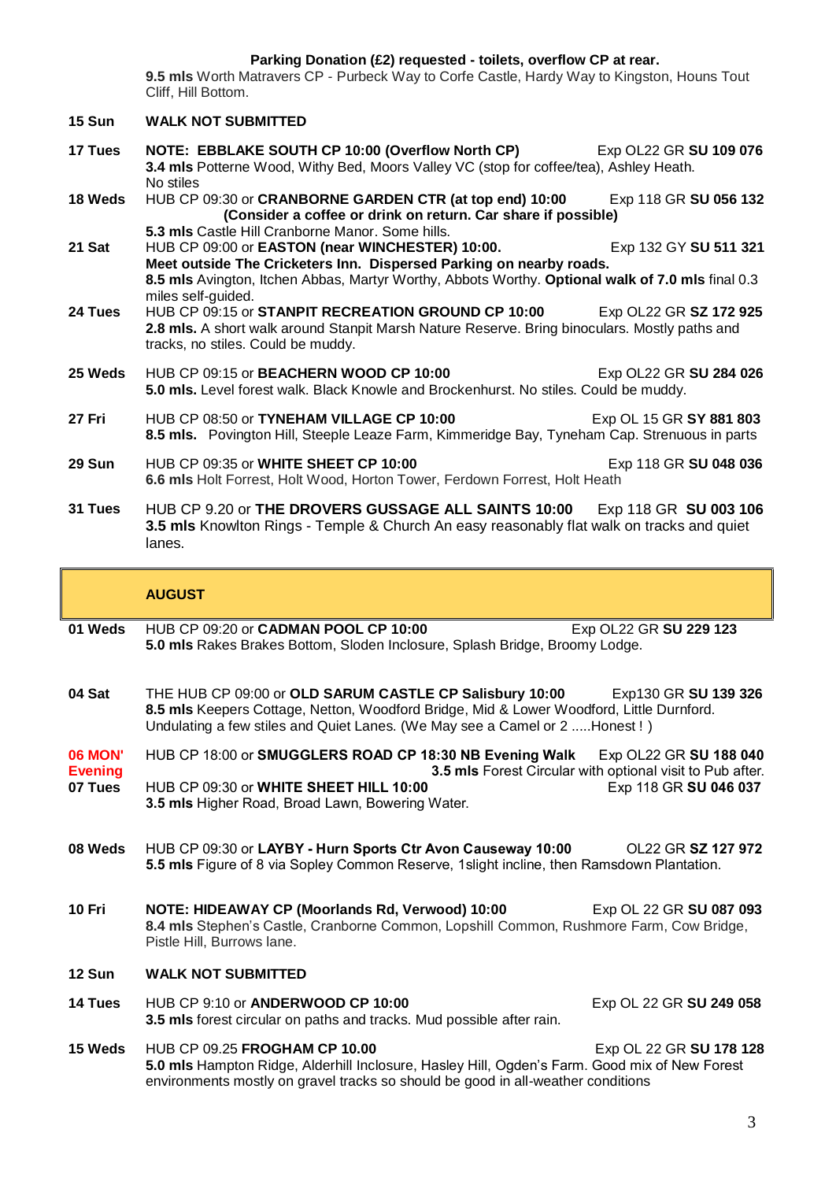**Parking Donation (£2) requested - toilets, overflow CP at rear.**
**9.5 mls** Worth Matravers CP - Purbeck Way to Corfe Castle, Hardy Way to Kingston, Houns Tout Cliff, Hill Bottom.

**15 Sun** — **WALK NOT SUBMITTED**

**17 Tues** — **NOTE: EBBLAKE SOUTH CP 10:00 (Overflow North CP)** — Exp OL22 GR **SU 109 076**
**3.4 mls** Potterne Wood, Withy Bed, Moors Valley VC (stop for coffee/tea), Ashley Heath. No stiles

**18 Weds** — HUB CP 09:30 or **CRANBORNE GARDEN CTR (at top end) 10:00** — Exp 118 GR **SU 056 132**
**(Consider a coffee or drink on return. Car share if possible)**
**5.3 mls** Castle Hill Cranborne Manor. Some hills.

**21 Sat** — HUB CP 09:00 or **EASTON (near WINCHESTER) 10:00.** — Exp 132 GY **SU 511 321**
**Meet outside The Cricketers Inn. Dispersed Parking on nearby roads.**
**8.5 mls** Avington, Itchen Abbas, Martyr Worthy, Abbots Worthy. **Optional walk of 7.0 mls** final 0.3 miles self-guided.

**24 Tues** — HUB CP 09:15 or **STANPIT RECREATION GROUND CP 10:00** — Exp OL22 GR **SZ 172 925**
**2.8 mls.** A short walk around Stanpit Marsh Nature Reserve. Bring binoculars. Mostly paths and tracks, no stiles. Could be muddy.

**25 Weds** — HUB CP 09:15 or **BEACHERN WOOD CP 10:00** — Exp OL22 GR **SU 284 026**
**5.0 mls.** Level forest walk. Black Knowle and Brockenhurst. No stiles. Could be muddy.

**27 Fri** — HUB CP 08:50 or **TYNEHAM VILLAGE CP 10:00** — Exp OL 15 GR **SY 881 803**
**8.5 mls.** Povington Hill, Steeple Leaze Farm, Kimmeridge Bay, Tyneham Cap. Strenuous in parts

**29 Sun** — HUB CP 09:35 or **WHITE SHEET CP 10:00** — Exp 118 GR **SU 048 036**
**6.6 mls** Holt Forrest, Holt Wood, Horton Tower, Ferdown Forrest, Holt Heath

**31 Tues** — HUB CP 9.20 or **THE DROVERS GUSSAGE ALL SAINTS 10:00** — Exp 118 GR **SU 003 106**
**3.5 mls** Knowlton Rings - Temple & Church An easy reasonably flat walk on tracks and quiet lanes.

## AUGUST

**01 Weds** — HUB CP 09:20 or **CADMAN POOL CP 10:00** — Exp OL22 GR **SU 229 123**
**5.0 mls** Rakes Brakes Bottom, Sloden Inclosure, Splash Bridge, Broomy Lodge.

**04 Sat** — THE HUB CP 09:00 or **OLD SARUM CASTLE CP Salisbury 10:00** — Exp130 GR **SU 139 326**
**8.5 mls** Keepers Cottage, Netton, Woodford Bridge, Mid & Lower Woodford, Little Durnford. Undulating a few stiles and Quiet Lanes. (We May see a Camel or 2 .....Honest ! )

**06 MON' Evening** — HUB CP 18:00 or **SMUGGLERS ROAD CP 18:30 NB Evening Walk** — Exp OL22 GR **SU 188 040**
**3.5 mls** Forest Circular with optional visit to Pub after.

**07 Tues** — HUB CP 09:30 or **WHITE SHEET HILL 10:00** — Exp 118 GR **SU 046 037**
**3.5 mls** Higher Road, Broad Lawn, Bowering Water.

**08 Weds** — HUB CP 09:30 or **LAYBY - Hurn Sports Ctr Avon Causeway 10:00** — OL22 GR **SZ 127 972**
**5.5 mls** Figure of 8 via Sopley Common Reserve, 1slight incline, then Ramsdown Plantation.

**10 Fri** — **NOTE: HIDEAWAY CP (Moorlands Rd, Verwood) 10:00** — Exp OL 22 GR **SU 087 093**
**8.4 mls** Stephen's Castle, Cranborne Common, Lopshill Common, Rushmore Farm, Cow Bridge, Pistle Hill, Burrows lane.

**12 Sun** — **WALK NOT SUBMITTED**

**14 Tues** — HUB CP 9:10 or **ANDERWOOD CP 10:00** — Exp OL 22 GR **SU 249 058**
**3.5 mls** forest circular on paths and tracks. Mud possible after rain.

**15 Weds** — HUB CP 09.25 **FROGHAM CP 10.00** — Exp OL 22 GR **SU 178 128**
**5.0 mls** Hampton Ridge, Alderhill Inclosure, Hasley Hill, Ogden's Farm. Good mix of New Forest environments mostly on gravel tracks so should be good in all-weather conditions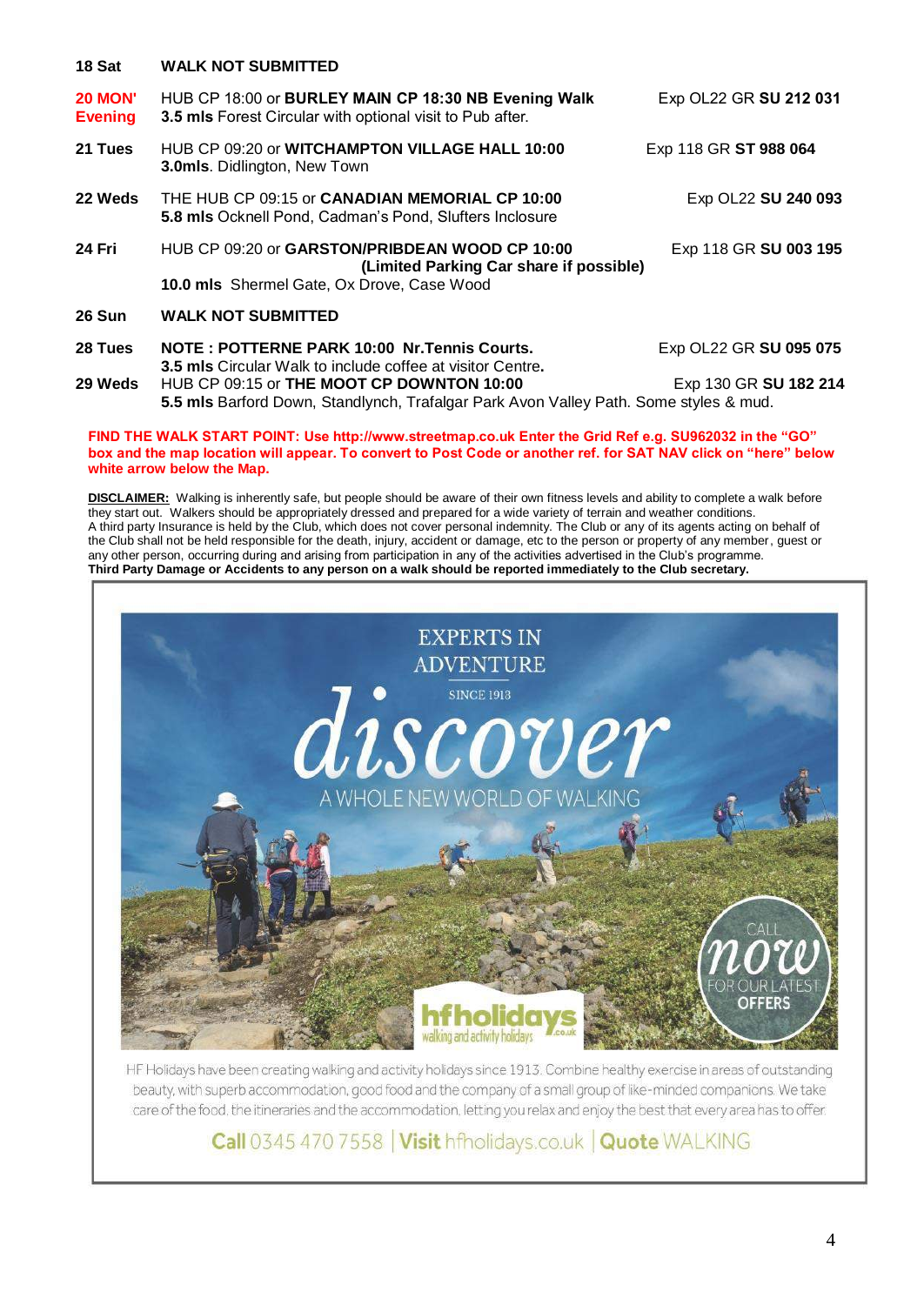| | | |
|---|---|---|
| **18 Sat** | **WALK NOT SUBMITTED** | |
| **20 MON' Evening** | HUB CP 18:00 or **BURLEY MAIN CP 18:30 NB Evening Walk**<br>**3.5 mls** Forest Circular with optional visit to Pub after. | Exp OL22 GR **SU 212 031** |
| **21 Tues** | HUB CP 09:20 or **WITCHAMPTON VILLAGE HALL 10:00**<br>**3.0mls**. Didlington, New Town | Exp 118 GR **ST 988 064** |
| **22 Weds** | THE HUB CP 09:15 or **CANADIAN MEMORIAL CP 10:00**<br>**5.8 mls** Ocknell Pond, Cadman's Pond, Slufters Inclosure | Exp OL22 **SU 240 093** |
| **24 Fri** | HUB CP 09:20 or **GARSTON/PRIBDEAN WOOD CP 10:00**<br>**(Limited Parking Car share if possible)**<br>**10.0 mls** Shermel Gate, Ox Drove, Case Wood | Exp 118 GR **SU 003 195** |
| **26 Sun** | **WALK NOT SUBMITTED** | |
| **28 Tues** | **NOTE : POTTERNE PARK 10:00 Nr.Tennis Courts.**<br>**3.5 mls** Circular Walk to include coffee at visitor Centre**.** | Exp OL22 GR **SU 095 075** |
| **29 Weds** | HUB CP 09:15 or **THE MOOT CP DOWNTON 10:00**<br>**5.5 mls** Barford Down, Standlynch, Trafalgar Park Avon Valley Path. Some styles & mud. | Exp 130 GR **SU 182 214** |

**FIND THE WALK START POINT: Use http://www.streetmap.co.uk Enter the Grid Ref e.g. SU962032 in the "GO" box and the map location will appear. To convert to Post Code or another ref. for SAT NAV click on "here" below white arrow below the Map.**

**DISCLAIMER:** Walking is inherently safe, but people should be aware of their own fitness levels and ability to complete a walk before they start out. Walkers should be appropriately dressed and prepared for a wide variety of terrain and weather conditions.
A third party Insurance is held by the Club, which does not cover personal indemnity. The Club or any of its agents acting on behalf of the Club shall not be held responsible for the death, injury, accident or damage, etc to the person or property of any member, guest or any other person, occurring during and arising from participation in any of the activities advertised in the Club's programme.
**Third Party Damage or Accidents to any person on a walk should be reported immediately to the Club secretary.**

EXPERTS IN ADVENTURE
SINCE 1913
discover
A WHOLE NEW WORLD OF WALKING
CALL now FOR OUR LATEST OFFERS
hfholidays walking and activity holidays .co.uk

HF Holidays have been creating walking and activity holidays since 1913. Combine healthy exercise in areas of outstanding beauty, with superb accommodation, good food and the company of a small group of like-minded companions. We take care of the food, the itineraries and the accommodation, letting you relax and enjoy the best that every area has to offer.

**Call** 0345 470 7558 | **Visit** hfholidays.co.uk | **Quote** WALKING